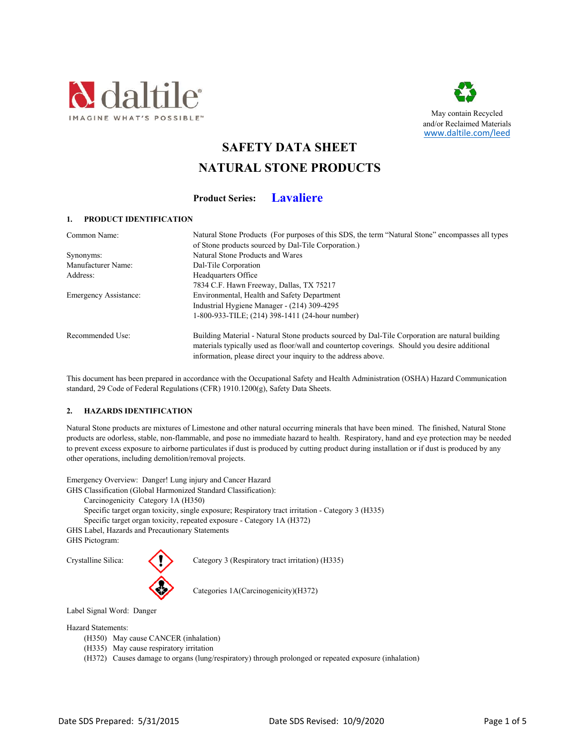daltile
IMAGINE WHAT'S POSSIBLE™

May contain Recycled and/or Reclaimed Materials
www.daltile.com/leed

# SAFETY DATA SHEET
# NATURAL STONE PRODUCTS

**Product Series:** **Lavaliere**

## 1. PRODUCT IDENTIFICATION

| | |
|---|---|
| Common Name: | Natural Stone Products (For purposes of this SDS, the term "Natural Stone" encompasses all types of Stone products sourced by Dal-Tile Corporation.) |
| Synonyms: | Natural Stone Products and Wares |
| Manufacturer Name: | Dal-Tile Corporation |
| Address: | Headquarters Office<br>7834 C.F. Hawn Freeway, Dallas, TX 75217 |
| Emergency Assistance: | Environmental, Health and Safety Department<br>Industrial Hygiene Manager - (214) 309-4295<br>1-800-933-TILE; (214) 398-1411 (24-hour number) |
| Recommended Use: | Building Material - Natural Stone products sourced by Dal-Tile Corporation are natural building materials typically used as floor/wall and countertop coverings. Should you desire additional information, please direct your inquiry to the address above. |

This document has been prepared in accordance with the Occupational Safety and Health Administration (OSHA) Hazard Communication standard, 29 Code of Federal Regulations (CFR) 1910.1200(g), Safety Data Sheets.

## 2. HAZARDS IDENTIFICATION

Natural Stone products are mixtures of Limestone and other natural occurring minerals that have been mined. The finished, Natural Stone products are odorless, stable, non-flammable, and pose no immediate hazard to health. Respiratory, hand and eye protection may be needed to prevent excess exposure to airborne particulates if dust is produced by cutting product during installation or if dust is produced by any other operations, including demolition/removal projects.

Emergency Overview: Danger! Lung injury and Cancer Hazard
GHS Classification (Global Harmonized Standard Classification):
- Carcinogenicity Category 1A (H350)
- Specific target organ toxicity, single exposure; Respiratory tract irritation - Category 3 (H335)
- Specific target organ toxicity, repeated exposure - Category 1A (H372)

GHS Label, Hazards and Precautionary Statements
GHS Pictogram:

Crystalline Silica: Category 3 (Respiratory tract irritation) (H335)

Categories 1A(Carcinogenicity)(H372)

Label Signal Word: Danger

Hazard Statements:
- (H350) May cause CANCER (inhalation)
- (H335) May cause respiratory irritation
- (H372) Causes damage to organs (lung/respiratory) through prolonged or repeated exposure (inhalation)

Date SDS Prepared: 5/31/2015 Date SDS Revised: 10/9/2020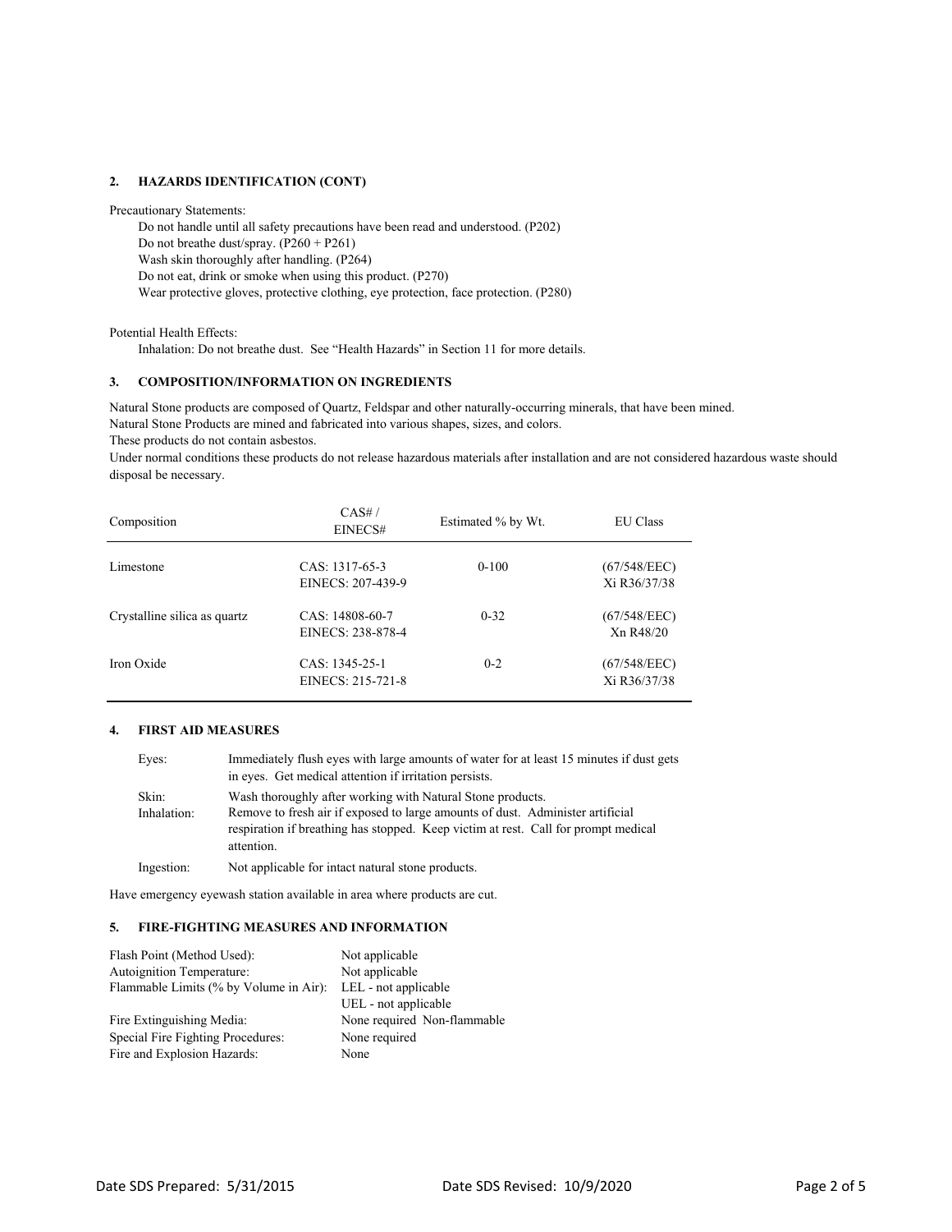## 2. HAZARDS IDENTIFICATION (CONT)

Precautionary Statements:

Do not handle until all safety precautions have been read and understood. (P202)
Do not breathe dust/spray. (P260 + P261)
Wash skin thoroughly after handling. (P264)
Do not eat, drink or smoke when using this product. (P270)
Wear protective gloves, protective clothing, eye protection, face protection. (P280)

Potential Health Effects:

Inhalation: Do not breathe dust. See "Health Hazards" in Section 11 for more details.

## 3. COMPOSITION/INFORMATION ON INGREDIENTS

Natural Stone products are composed of Quartz, Feldspar and other naturally-occurring minerals, that have been mined.
Natural Stone Products are mined and fabricated into various shapes, sizes, and colors.
These products do not contain asbestos.
Under normal conditions these products do not release hazardous materials after installation and are not considered hazardous waste should disposal be necessary.

| Composition | CAS# / EINECS# | Estimated % by Wt. | EU Class |
|---|---|---|---|
| Limestone | CAS: 1317-65-3<br>EINECS: 207-439-9 | 0-100 | (67/548/EEC)<br>Xi R36/37/38 |
| Crystalline silica as quartz | CAS: 14808-60-7<br>EINECS: 238-878-4 | 0-32 | (67/548/EEC)<br>Xn R48/20 |
| Iron Oxide | CAS: 1345-25-1<br>EINECS: 215-721-8 | 0-2 | (67/548/EEC)<br>Xi R36/37/38 |

## 4. FIRST AID MEASURES

| | |
|---|---|
| Eyes: | Immediately flush eyes with large amounts of water for at least 15 minutes if dust gets in eyes. Get medical attention if irritation persists. |
| Skin: | Wash thoroughly after working with Natural Stone products. |
| Inhalation: | Remove to fresh air if exposed to large amounts of dust. Administer artificial respiration if breathing has stopped. Keep victim at rest. Call for prompt medical attention. |
| Ingestion: | Not applicable for intact natural stone products. |

Have emergency eyewash station available in area where products are cut.

## 5. FIRE-FIGHTING MEASURES AND INFORMATION

| | |
|---|---|
| Flash Point (Method Used): | Not applicable |
| Autoignition Temperature: | Not applicable |
| Flammable Limits (% by Volume in Air): | LEL - not applicable<br>UEL - not applicable |
| Fire Extinguishing Media: | None required Non-flammable |
| Special Fire Fighting Procedures: | None required |
| Fire and Explosion Hazards: | None |

Date SDS Prepared: 5/31/2015 Date SDS Revised: 10/9/2020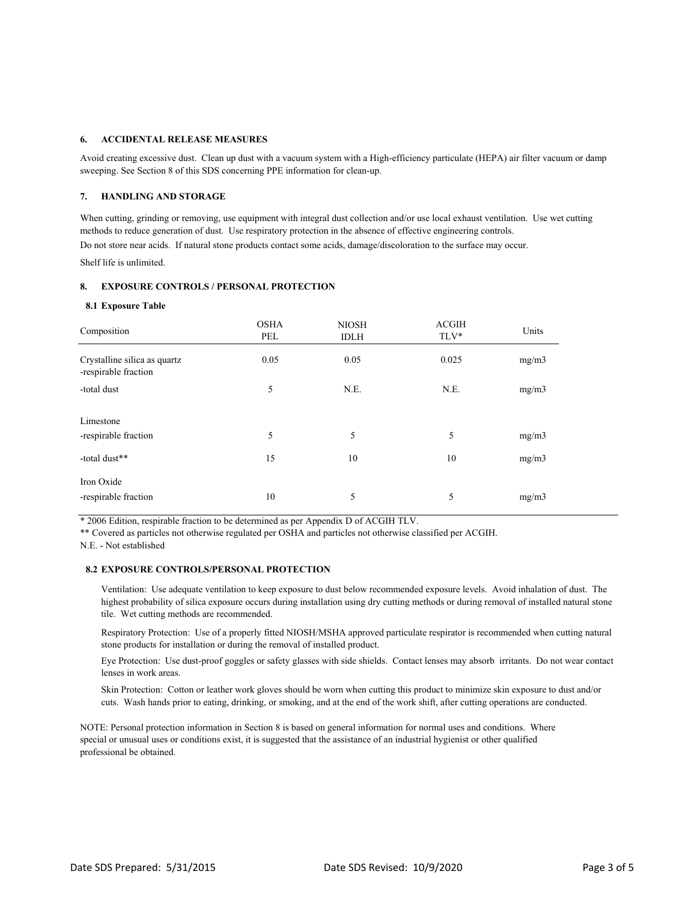## 6. ACCIDENTAL RELEASE MEASURES

Avoid creating excessive dust. Clean up dust with a vacuum system with a High-efficiency particulate (HEPA) air filter vacuum or damp sweeping. See Section 8 of this SDS concerning PPE information for clean-up.

## 7. HANDLING AND STORAGE

When cutting, grinding or removing, use equipment with integral dust collection and/or use local exhaust ventilation. Use wet cutting methods to reduce generation of dust. Use respiratory protection in the absence of effective engineering controls.

Do not store near acids. If natural stone products contact some acids, damage/discoloration to the surface may occur.

Shelf life is unlimited.

## 8. EXPOSURE CONTROLS / PERSONAL PROTECTION

### 8.1 Exposure Table

| Composition | OSHA PEL | NIOSH IDLH | ACGIH TLV* | Units |
|---|---|---|---|---|
| Crystalline silica as quartz -respirable fraction | 0.05 | 0.05 | 0.025 | mg/m3 |
| -total dust | 5 | N.E. | N.E. | mg/m3 |
| Limestone | | | | |
| -respirable fraction | 5 | 5 | 5 | mg/m3 |
| -total dust** | 15 | 10 | 10 | mg/m3 |
| Iron Oxide | | | | |
| -respirable fraction | 10 | 5 | 5 | mg/m3 |

* 2006 Edition, respirable fraction to be determined as per Appendix D of ACGIH TLV.

** Covered as particles not otherwise regulated per OSHA and particles not otherwise classified per ACGIH.

N.E. - Not established

### 8.2 EXPOSURE CONTROLS/PERSONAL PROTECTION

Ventilation: Use adequate ventilation to keep exposure to dust below recommended exposure levels. Avoid inhalation of dust. The highest probability of silica exposure occurs during installation using dry cutting methods or during removal of installed natural stone tile. Wet cutting methods are recommended.

Respiratory Protection: Use of a properly fitted NIOSH/MSHA approved particulate respirator is recommended when cutting natural stone products for installation or during the removal of installed product.

Eye Protection: Use dust-proof goggles or safety glasses with side shields. Contact lenses may absorb irritants. Do not wear contact lenses in work areas.

Skin Protection: Cotton or leather work gloves should be worn when cutting this product to minimize skin exposure to dust and/or cuts. Wash hands prior to eating, drinking, or smoking, and at the end of the work shift, after cutting operations are conducted.

NOTE: Personal protection information in Section 8 is based on general information for normal uses and conditions. Where special or unusual uses or conditions exist, it is suggested that the assistance of an industrial hygienist or other qualified professional be obtained.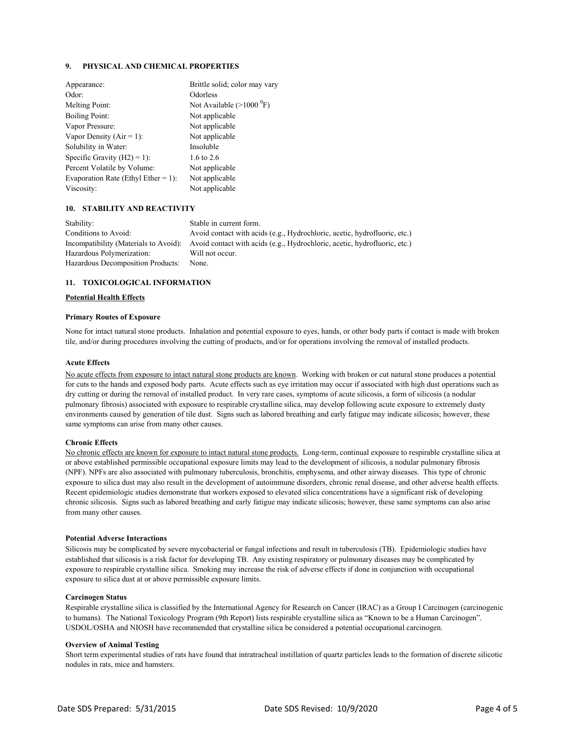## 9. PHYSICAL AND CHEMICAL PROPERTIES

| | |
|---|---|
| Appearance: | Brittle solid; color may vary |
| Odor: | Odorless |
| Melting Point: | Not Available (>1000 $^0$F) |
| Boiling Point: | Not applicable |
| Vapor Pressure: | Not applicable |
| Vapor Density (Air = 1): | Not applicable |
| Solubility in Water: | Insoluble |
| Specific Gravity (H2) = 1): | 1.6 to 2.6 |
| Percent Volatile by Volume: | Not applicable |
| Evaporation Rate (Ethyl Ether = 1): | Not applicable |
| Viscosity: | Not applicable |

## 10. STABILITY AND REACTIVITY

| | |
|---|---|
| Stability: | Stable in current form. |
| Conditions to Avoid: | Avoid contact with acids (e.g., Hydrochloric, acetic, hydrofluoric, etc.) |
| Incompatibility (Materials to Avoid): | Avoid contact with acids (e.g., Hydrochloric, acetic, hydrofluoric, etc.) |
| Hazardous Polymerization: | Will not occur. |
| Hazardous Decomposition Products: | None. |

## 11. TOXICOLOGICAL INFORMATION

**Potential Health Effects**

**Primary Routes of Exposure**

None for intact natural stone products. Inhalation and potential exposure to eyes, hands, or other body parts if contact is made with broken tile, and/or during procedures involving the cutting of products, and/or for operations involving the removal of installed products.

**Acute Effects**

No acute effects from exposure to intact natural stone products are known. Working with broken or cut natural stone produces a potential for cuts to the hands and exposed body parts. Acute effects such as eye irritation may occur if associated with high dust operations such as dry cutting or during the removal of installed product. In very rare cases, symptoms of acute silicosis, a form of silicosis (a nodular pulmonary fibrosis) associated with exposure to respirable crystalline silica, may develop following acute exposure to extremely dusty environments caused by generation of tile dust. Signs such as labored breathing and early fatigue may indicate silicosis; however, these same symptoms can arise from many other causes.

**Chronic Effects**

No chronic effects are known for exposure to intact natural stone products. Long-term, continual exposure to respirable crystalline silica at or above established permissible occupational exposure limits may lead to the development of silicosis, a nodular pulmonary fibrosis (NPF). NPFs are also associated with pulmonary tuberculosis, bronchitis, emphysema, and other airway diseases. This type of chronic exposure to silica dust may also result in the development of autoimmune disorders, chronic renal disease, and other adverse health effects. Recent epidemiologic studies demonstrate that workers exposed to elevated silica concentrations have a significant risk of developing chronic silicosis. Signs such as labored breathing and early fatigue may indicate silicosis; however, these same symptoms can also arise from many other causes.

**Potential Adverse Interactions**

Silicosis may be complicated by severe mycobacterial or fungal infections and result in tuberculosis (TB). Epidemiologic studies have established that silicosis is a risk factor for developing TB. Any existing respiratory or pulmonary diseases may be complicated by exposure to respirable crystalline silica. Smoking may increase the risk of adverse effects if done in conjunction with occupational exposure to silica dust at or above permissible exposure limits.

**Carcinogen Status**

Respirable crystalline silica is classified by the International Agency for Research on Cancer (IRAC) as a Group I Carcinogen (carcinogenic to humans). The National Toxicology Program (9th Report) lists respirable crystalline silica as "Known to be a Human Carcinogen". USDOL/OSHA and NIOSH have recommended that crystalline silica be considered a potential occupational carcinogen.

**Overview of Animal Testing**

Short term experimental studies of rats have found that intratracheal instillation of quartz particles leads to the formation of discrete silicotic nodules in rats, mice and hamsters.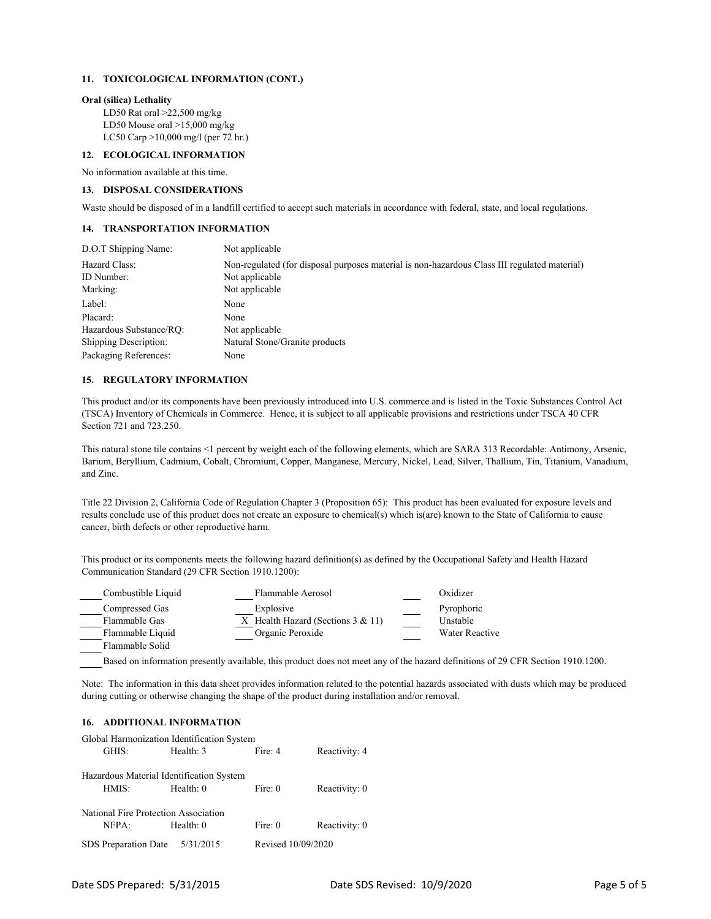### 11. TOXICOLOGICAL INFORMATION (CONT.)

**Oral (silica) Lethality**

LD50 Rat oral >22,500 mg/kg
LD50 Mouse oral >15,000 mg/kg
LC50 Carp >10,000 mg/l (per 72 hr.)

### 12. ECOLOGICAL INFORMATION

No information available at this time.

### 13. DISPOSAL CONSIDERATIONS

Waste should be disposed of in a landfill certified to accept such materials in accordance with federal, state, and local regulations.

### 14. TRANSPORTATION INFORMATION

| | |
|---|---|
| D.O.T Shipping Name: | Not applicable |
| Hazard Class: | Non-regulated (for disposal purposes material is non-hazardous Class III regulated material) |
| ID Number: | Not applicable |
| Marking: | Not applicable |
| Label: | None |
| Placard: | None |
| Hazardous Substance/RQ: | Not applicable |
| Shipping Description: | Natural Stone/Granite products |
| Packaging References: | None |

### 15. REGULATORY INFORMATION

This product and/or its components have been previously introduced into U.S. commerce and is listed in the Toxic Substances Control Act (TSCA) Inventory of Chemicals in Commerce. Hence, it is subject to all applicable provisions and restrictions under TSCA 40 CFR Section 721 and 723.250.

This natural stone tile contains <1 percent by weight each of the following elements, which are SARA 313 Recordable: Antimony, Arsenic, Barium, Beryllium, Cadmium, Cobalt, Chromium, Copper, Manganese, Mercury, Nickel, Lead, Silver, Thallium, Tin, Titanium, Vanadium, and Zinc.

Title 22 Division 2, California Code of Regulation Chapter 3 (Proposition 65): This product has been evaluated for exposure levels and results conclude use of this product does not create an exposure to chemical(s) which is(are) known to the State of California to cause cancer, birth defects or other reproductive harm.

This product or its components meets the following hazard definition(s) as defined by the Occupational Safety and Health Hazard Communication Standard (29 CFR Section 1910.1200):

| | | |
|---|---|---|
| ___ Combustible Liquid | ___ Flammable Aerosol | ___ Oxidizer |
| ___ Compressed Gas | ___ Explosive | ___ Pyrophoric |
| ___ Flammable Gas | X Health Hazard (Sections 3 & 11) | ___ Unstable |
| ___ Flammable Liquid | ___ Organic Peroxide | ___ Water Reactive |
| ___ Flammable Solid | | |

___ Based on information presently available, this product does not meet any of the hazard definitions of 29 CFR Section 1910.1200.

Note: The information in this data sheet provides information related to the potential hazards associated with dusts which may be produced during cutting or otherwise changing the shape of the product during installation and/or removal.

### 16. ADDITIONAL INFORMATION

Global Harmonization Identification System

| | | | |
|---|---|---|---|
| GHIS: | Health: 3 | Fire: 4 | Reactivity: 4 |

Hazardous Material Identification System

| | | | |
|---|---|---|---|
| HMIS: | Health: 0 | Fire: 0 | Reactivity: 0 |

National Fire Protection Association

| | | | |
|---|---|---|---|
| NFPA: | Health: 0 | Fire: 0 | Reactivity: 0 |

SDS Preparation Date 5/31/2015 Revised 10/09/2020